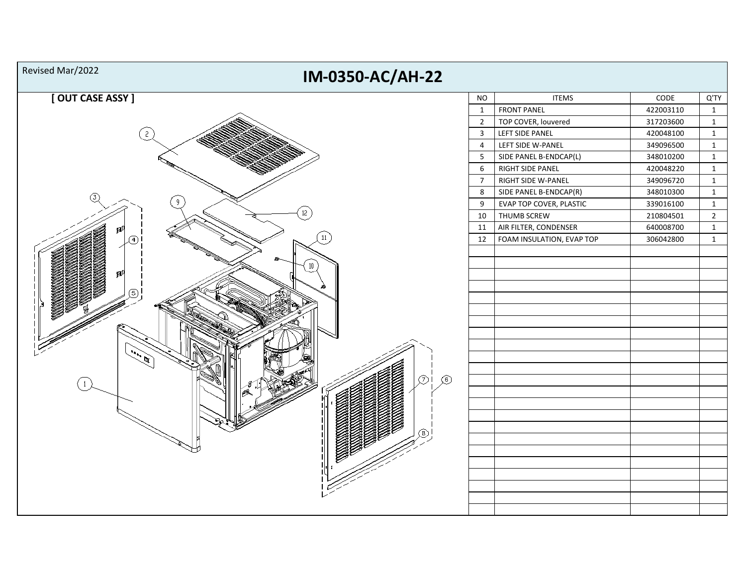Revised Mar/2022

# IM-0350-AC/AH-22

## [ OUT CASE ASSY ]

| NO | ITEMS | CODE | Q'TY |
|---|---|---|---|
| 1 | FRONT PANEL | 422003110 | 1 |
| 2 | TOP COVER, louvered | 317203600 | 1 |
| 3 | LEFT SIDE PANEL | 420048100 | 1 |
| 4 | LEFT SIDE W-PANEL | 349096500 | 1 |
| 5 | SIDE PANEL B-ENDCAP(L) | 348010200 | 1 |
| 6 | RIGHT SIDE PANEL | 420048220 | 1 |
| 7 | RIGHT SIDE W-PANEL | 349096720 | 1 |
| 8 | SIDE PANEL B-ENDCAP(R) | 348010300 | 1 |
| 9 | EVAP TOP COVER, PLASTIC | 339016100 | 1 |
| 10 | THUMB SCREW | 210804501 | 2 |
| 11 | AIR FILTER, CONDENSER | 640008700 | 1 |
| 12 | FOAM INSULATION, EVAP TOP | 306042800 | 1 |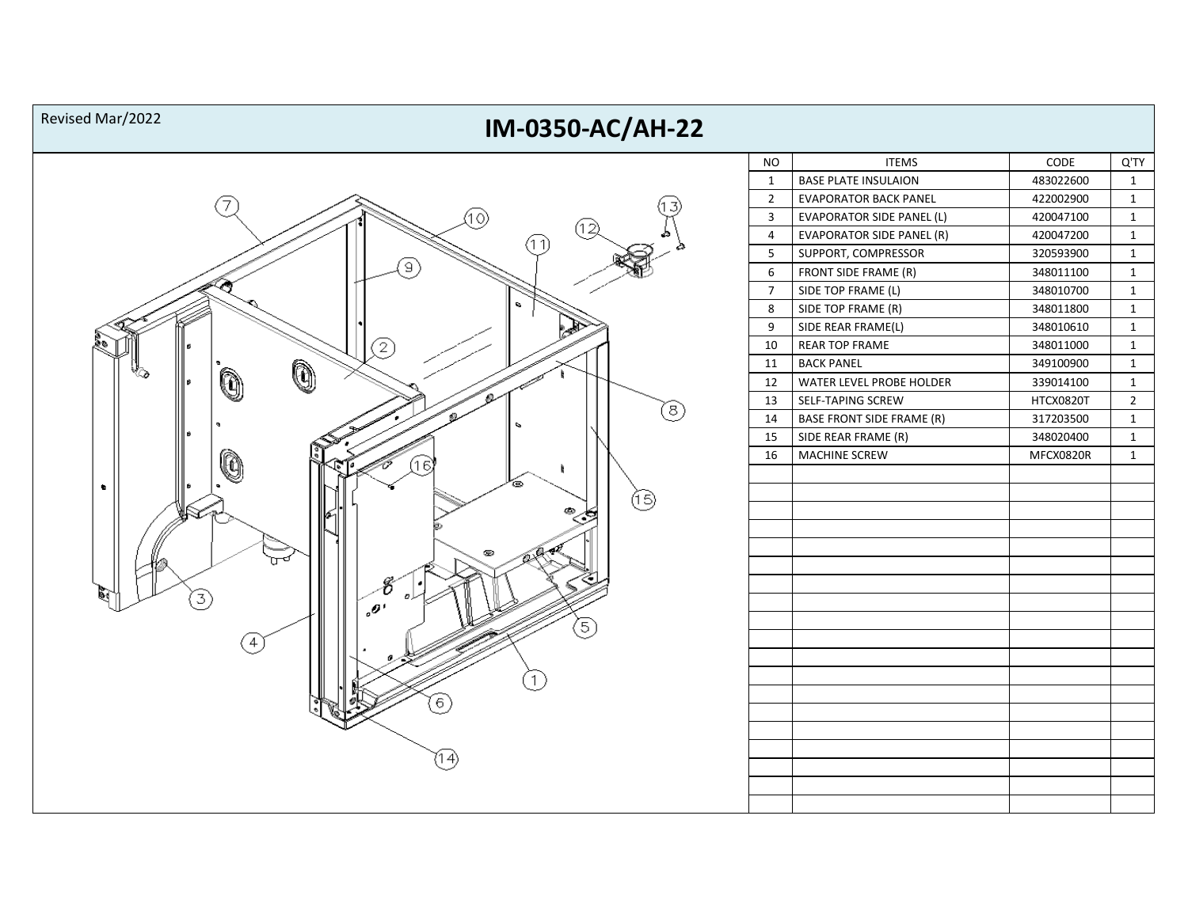Revised Mar/2022

# IM-0350-AC/AH-22

| NO | ITEMS | CODE | Q'TY |
|---|---|---|---|
| 1 | BASE PLATE INSULAION | 483022600 | 1 |
| 2 | EVAPORATOR BACK PANEL | 422002900 | 1 |
| 3 | EVAPORATOR SIDE PANEL (L) | 420047100 | 1 |
| 4 | EVAPORATOR SIDE PANEL (R) | 420047200 | 1 |
| 5 | SUPPORT, COMPRESSOR | 320593900 | 1 |
| 6 | FRONT SIDE FRAME (R) | 348011100 | 1 |
| 7 | SIDE TOP FRAME (L) | 348010700 | 1 |
| 8 | SIDE TOP FRAME (R) | 348011800 | 1 |
| 9 | SIDE REAR FRAME(L) | 348010610 | 1 |
| 10 | REAR TOP FRAME | 348011000 | 1 |
| 11 | BACK PANEL | 349100900 | 1 |
| 12 | WATER LEVEL PROBE HOLDER | 339014100 | 1 |
| 13 | SELF-TAPING SCREW | HTCX0820T | 2 |
| 14 | BASE FRONT SIDE FRAME (R) | 317203500 | 1 |
| 15 | SIDE REAR FRAME (R) | 348020400 | 1 |
| 16 | MACHINE SCREW | MFCX0820R | 1 |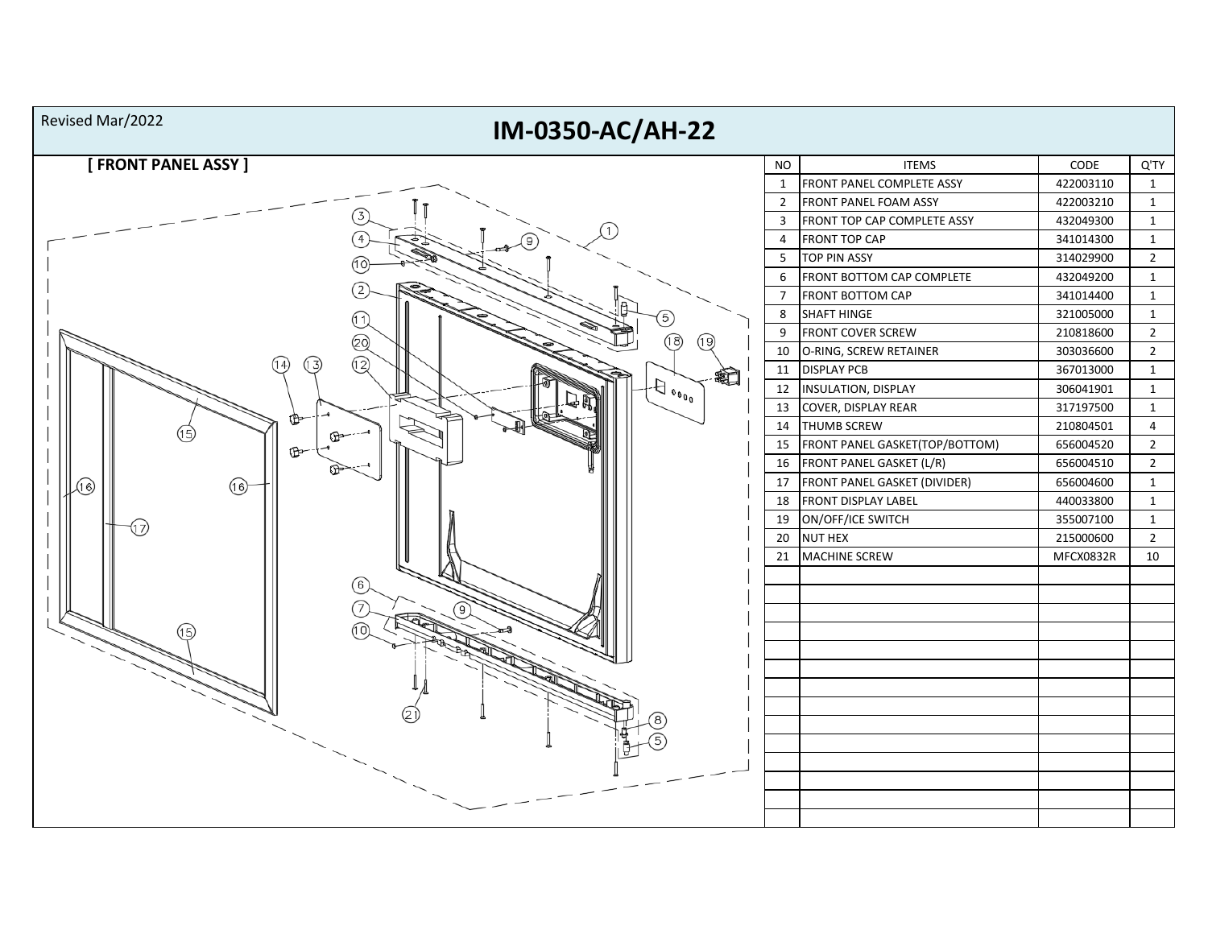Revised Mar/2022

# IM-0350-AC/AH-22

## [ FRONT PANEL ASSY ]

| NO | ITEMS | CODE | Q'TY |
|---|---|---|---|
| 1 | FRONT PANEL COMPLETE ASSY | 422003110 | 1 |
| 2 | FRONT PANEL FOAM ASSY | 422003210 | 1 |
| 3 | FRONT TOP CAP COMPLETE ASSY | 432049300 | 1 |
| 4 | FRONT TOP CAP | 341014300 | 1 |
| 5 | TOP PIN ASSY | 314029900 | 2 |
| 6 | FRONT BOTTOM CAP COMPLETE | 432049200 | 1 |
| 7 | FRONT BOTTOM CAP | 341014400 | 1 |
| 8 | SHAFT HINGE | 321005000 | 1 |
| 9 | FRONT COVER SCREW | 210818600 | 2 |
| 10 | O-RING, SCREW RETAINER | 303036600 | 2 |
| 11 | DISPLAY PCB | 367013000 | 1 |
| 12 | INSULATION, DISPLAY | 306041901 | 1 |
| 13 | COVER, DISPLAY REAR | 317197500 | 1 |
| 14 | THUMB SCREW | 210804501 | 4 |
| 15 | FRONT PANEL GASKET(TOP/BOTTOM) | 656004520 | 2 |
| 16 | FRONT PANEL GASKET (L/R) | 656004510 | 2 |
| 17 | FRONT PANEL GASKET (DIVIDER) | 656004600 | 1 |
| 18 | FRONT DISPLAY LABEL | 440033800 | 1 |
| 19 | ON/OFF/ICE SWITCH | 355007100 | 1 |
| 20 | NUT HEX | 215000600 | 2 |
| 21 | MACHINE SCREW | MFCX0832R | 10 |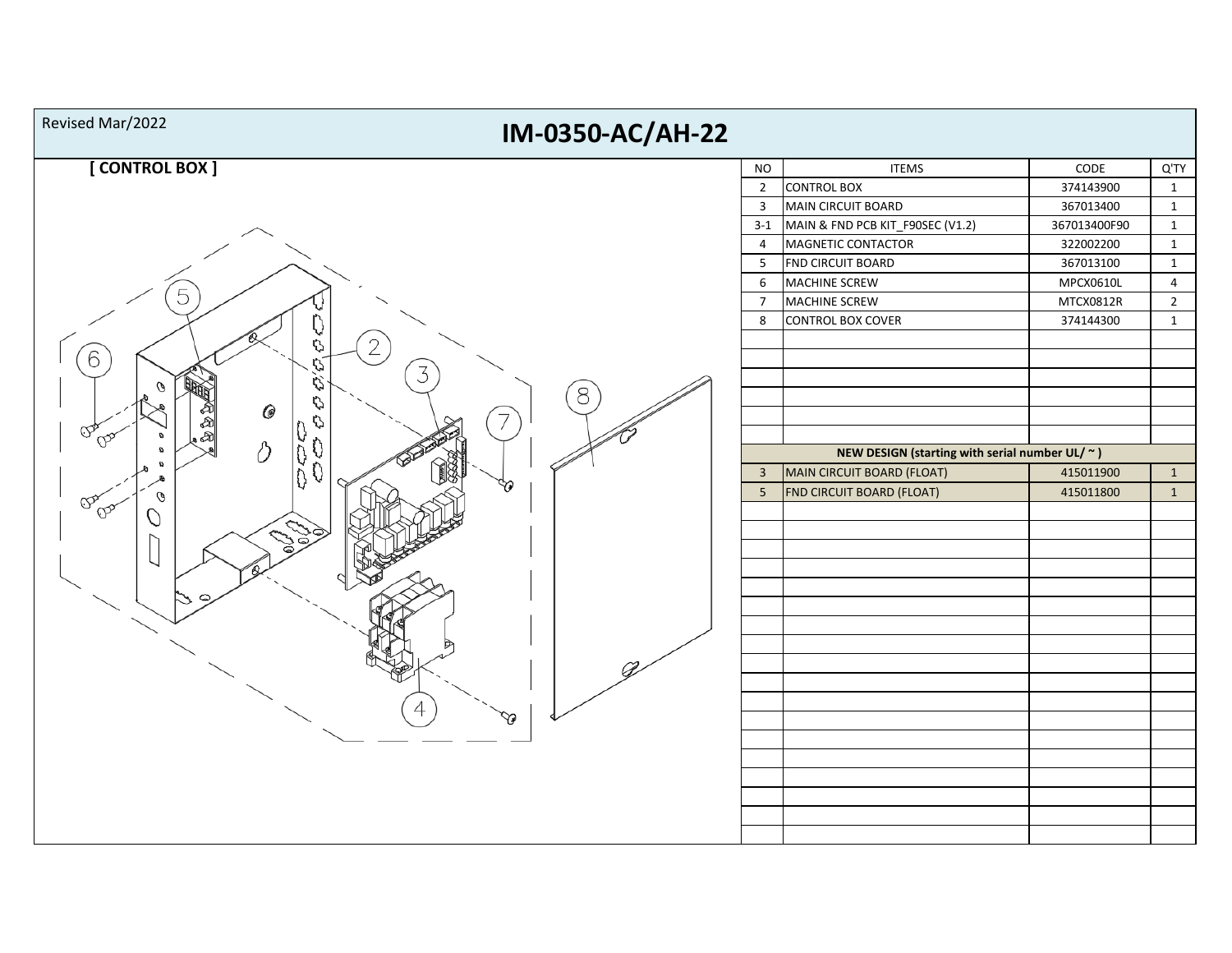Revised Mar/2022

# IM-0350-AC/AH-22

## [ CONTROL BOX ]

| NO | ITEMS | CODE | Q'TY |
|---|---|---|---|
| 2 | CONTROL BOX | 374143900 | 1 |
| 3 | MAIN CIRCUIT BOARD | 367013400 | 1 |
| 3-1 | MAIN & FND PCB KIT_F90SEC (V1.2) | 367013400F90 | 1 |
| 4 | MAGNETIC CONTACTOR | 322002200 | 1 |
| 5 | FND CIRCUIT BOARD | 367013100 | 1 |
| 6 | MACHINE SCREW | MPCX0610L | 4 |
| 7 | MACHINE SCREW | MTCX0812R | 2 |
| 8 | CONTROL BOX COVER | 374144300 | 1 |
| | NEW DESIGN (starting with serial number UL/ ~ ) | | |
| 3 | MAIN CIRCUIT BOARD (FLOAT) | 415011900 | 1 |
| 5 | FND CIRCUIT BOARD (FLOAT) | 415011800 | 1 |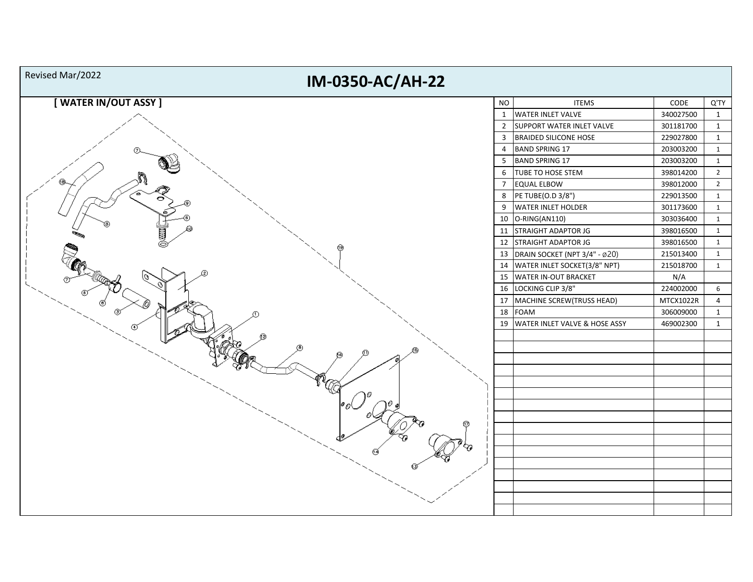Revised Mar/2022

# IM-0350-AC/AH-22

## [ WATER IN/OUT ASSY ]

| NO | ITEMS | CODE | Q'TY |
|---|---|---|---|
| 1 | WATER INLET VALVE | 340027500 | 1 |
| 2 | SUPPORT WATER INLET VALVE | 301181700 | 1 |
| 3 | BRAIDED SILICONE HOSE | 229027800 | 1 |
| 4 | BAND SPRING 17 | 203003200 | 1 |
| 5 | BAND SPRING 17 | 203003200 | 1 |
| 6 | TUBE TO HOSE STEM | 398014200 | 2 |
| 7 | EQUAL ELBOW | 398012000 | 2 |
| 8 | PE TUBE(O.D 3/8") | 229013500 | 1 |
| 9 | WATER INLET HOLDER | 301173600 | 1 |
| 10 | O-RING(AN110) | 303036400 | 1 |
| 11 | STRAIGHT ADAPTOR JG | 398016500 | 1 |
| 12 | STRAIGHT ADAPTOR JG | 398016500 | 1 |
| 13 | DRAIN SOCKET (NPT 3/4" - ⌀20) | 215013400 | 1 |
| 14 | WATER INLET SOCKET(3/8" NPT) | 215018700 | 1 |
| 15 | WATER IN-OUT BRACKET | N/A | |
| 16 | LOCKING CLIP 3/8" | 224002000 | 6 |
| 17 | MACHINE SCREW(TRUSS HEAD) | MTCX1022R | 4 |
| 18 | FOAM | 306009000 | 1 |
| 19 | WATER INLET VALVE & HOSE ASSY | 469002300 | 1 |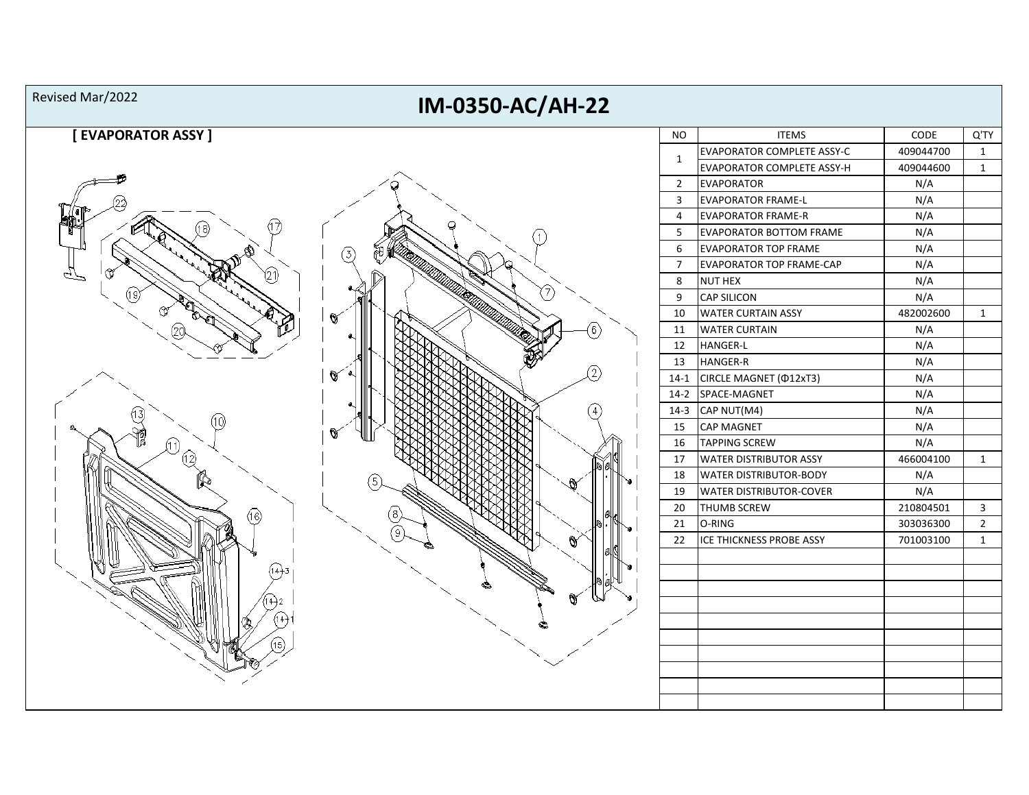Revised Mar/2022

# IM-0350-AC/AH-22

## [ EVAPORATOR ASSY ]

| NO | ITEMS | CODE | Q'TY |
|---|---|---|---|
| 1 | EVAPORATOR COMPLETE ASSY-C | 409044700 | 1 |
| | EVAPORATOR COMPLETE ASSY-H | 409044600 | 1 |
| 2 | EVAPORATOR | N/A | |
| 3 | EVAPORATOR FRAME-L | N/A | |
| 4 | EVAPORATOR FRAME-R | N/A | |
| 5 | EVAPORATOR BOTTOM FRAME | N/A | |
| 6 | EVAPORATOR TOP FRAME | N/A | |
| 7 | EVAPORATOR TOP FRAME-CAP | N/A | |
| 8 | NUT HEX | N/A | |
| 9 | CAP SILICON | N/A | |
| 10 | WATER CURTAIN ASSY | 482002600 | 1 |
| 11 | WATER CURTAIN | N/A | |
| 12 | HANGER-L | N/A | |
| 13 | HANGER-R | N/A | |
| 14-1 | CIRCLE MAGNET (Φ12xT3) | N/A | |
| 14-2 | SPACE-MAGNET | N/A | |
| 14-3 | CAP NUT(M4) | N/A | |
| 15 | CAP MAGNET | N/A | |
| 16 | TAPPING SCREW | N/A | |
| 17 | WATER DISTRIBUTOR ASSY | 466004100 | 1 |
| 18 | WATER DISTRIBUTOR-BODY | N/A | |
| 19 | WATER DISTRIBUTOR-COVER | N/A | |
| 20 | THUMB SCREW | 210804501 | 3 |
| 21 | O-RING | 303036300 | 2 |
| 22 | ICE THICKNESS PROBE ASSY | 701003100 | 1 |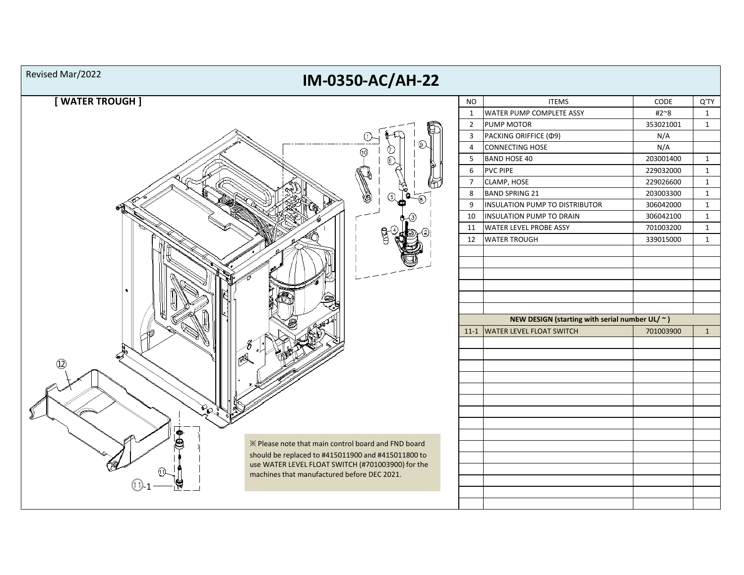Revised Mar/2022

# IM-0350-AC/AH-22

## [ WATER TROUGH ]

| NO | ITEMS | CODE | Q'TY |
|---|---|---|---|
| 1 | WATER PUMP COMPLETE ASSY | #2~8 | 1 |
| 2 | PUMP MOTOR | 353021001 | 1 |
| 3 | PACKING ORIFFICE (Φ9) | N/A | |
| 4 | CONNECTING HOSE | N/A | |
| 5 | BAND HOSE 40 | 203001400 | 1 |
| 6 | PVC PIPE | 229032000 | 1 |
| 7 | CLAMP, HOSE | 229026600 | 1 |
| 8 | BAND SPRING 21 | 203003300 | 1 |
| 9 | INSULATION PUMP TO DISTRIBUTOR | 306042000 | 1 |
| 10 | INSULATION PUMP TO DRAIN | 306042100 | 1 |
| 11 | WATER LEVEL PROBE ASSY | 701003200 | 1 |
| 12 | WATER TROUGH | 339015000 | 1 |
| | **NEW DESIGN (starting with serial number UL/ ~ )** | | |
| 11-1 | WATER LEVEL FLOAT SWITCH | 701003900 | 1 |

※ Please note that main control board and FND board should be replaced to #415011900 and #415011800 to use WATER LEVEL FLOAT SWITCH (#701003900) for the machines that manufactured before DEC 2021.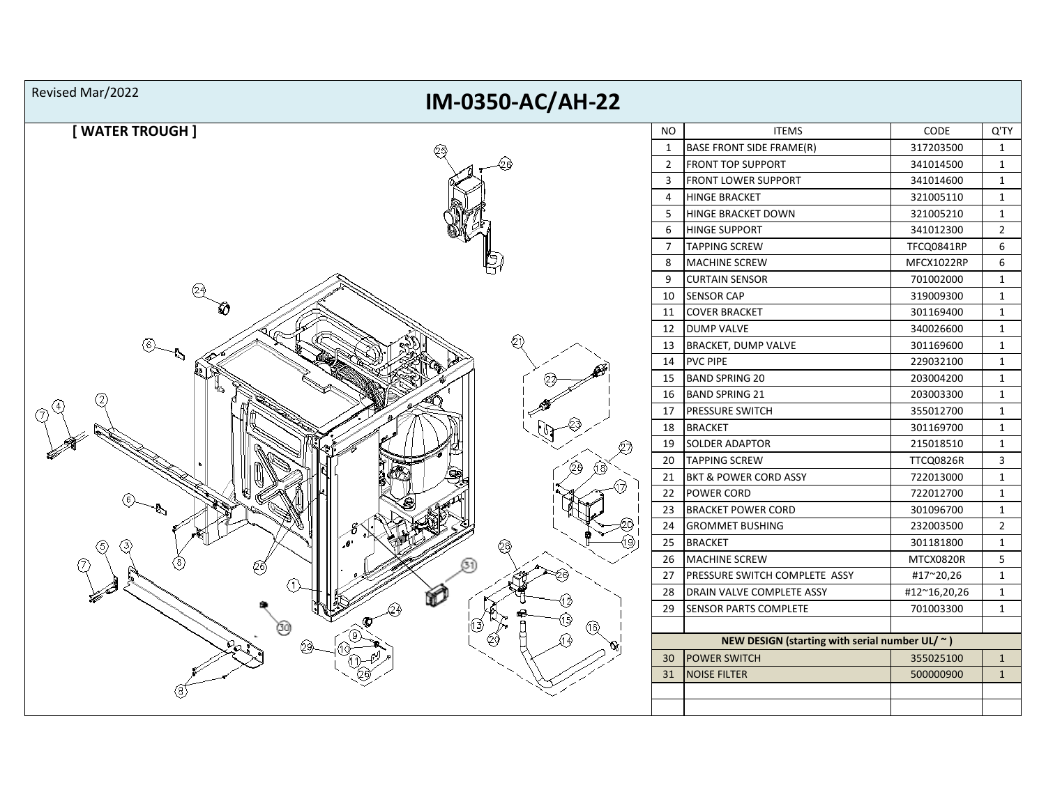Revised Mar/2022

# IM-0350-AC/AH-22

## [ WATER TROUGH ]

| NO | ITEMS | CODE | Q'TY |
|---|---|---|---|
| 1 | BASE FRONT SIDE FRAME(R) | 317203500 | 1 |
| 2 | FRONT TOP SUPPORT | 341014500 | 1 |
| 3 | FRONT LOWER SUPPORT | 341014600 | 1 |
| 4 | HINGE BRACKET | 321005110 | 1 |
| 5 | HINGE BRACKET DOWN | 321005210 | 1 |
| 6 | HINGE SUPPORT | 341012300 | 2 |
| 7 | TAPPING SCREW | TFCQ0841RP | 6 |
| 8 | MACHINE SCREW | MFCX1022RP | 6 |
| 9 | CURTAIN SENSOR | 701002000 | 1 |
| 10 | SENSOR CAP | 319009300 | 1 |
| 11 | COVER BRACKET | 301169400 | 1 |
| 12 | DUMP VALVE | 340026600 | 1 |
| 13 | BRACKET, DUMP VALVE | 301169600 | 1 |
| 14 | PVC PIPE | 229032100 | 1 |
| 15 | BAND SPRING 20 | 203004200 | 1 |
| 16 | BAND SPRING 21 | 203003300 | 1 |
| 17 | PRESSURE SWITCH | 355012700 | 1 |
| 18 | BRACKET | 301169700 | 1 |
| 19 | SOLDER ADAPTOR | 215018510 | 1 |
| 20 | TAPPING SCREW | TTCQ0826R | 3 |
| 21 | BKT & POWER CORD ASSY | 722013000 | 1 |
| 22 | POWER CORD | 722012700 | 1 |
| 23 | BRACKET POWER CORD | 301096700 | 1 |
| 24 | GROMMET BUSHING | 232003500 | 2 |
| 25 | BRACKET | 301181800 | 1 |
| 26 | MACHINE SCREW | MTCX0820R | 5 |
| 27 | PRESSURE SWITCH COMPLETE ASSY | #17~20,26 | 1 |
| 28 | DRAIN VALVE COMPLETE ASSY | #12~16,20,26 | 1 |
| 29 | SENSOR PARTS COMPLETE | 701003300 | 1 |
| | | | |
| | NEW DESIGN (starting with serial number UL/ ~ ) | | |
| 30 | POWER SWITCH | 355025100 | 1 |
| 31 | NOISE FILTER | 500000900 | 1 |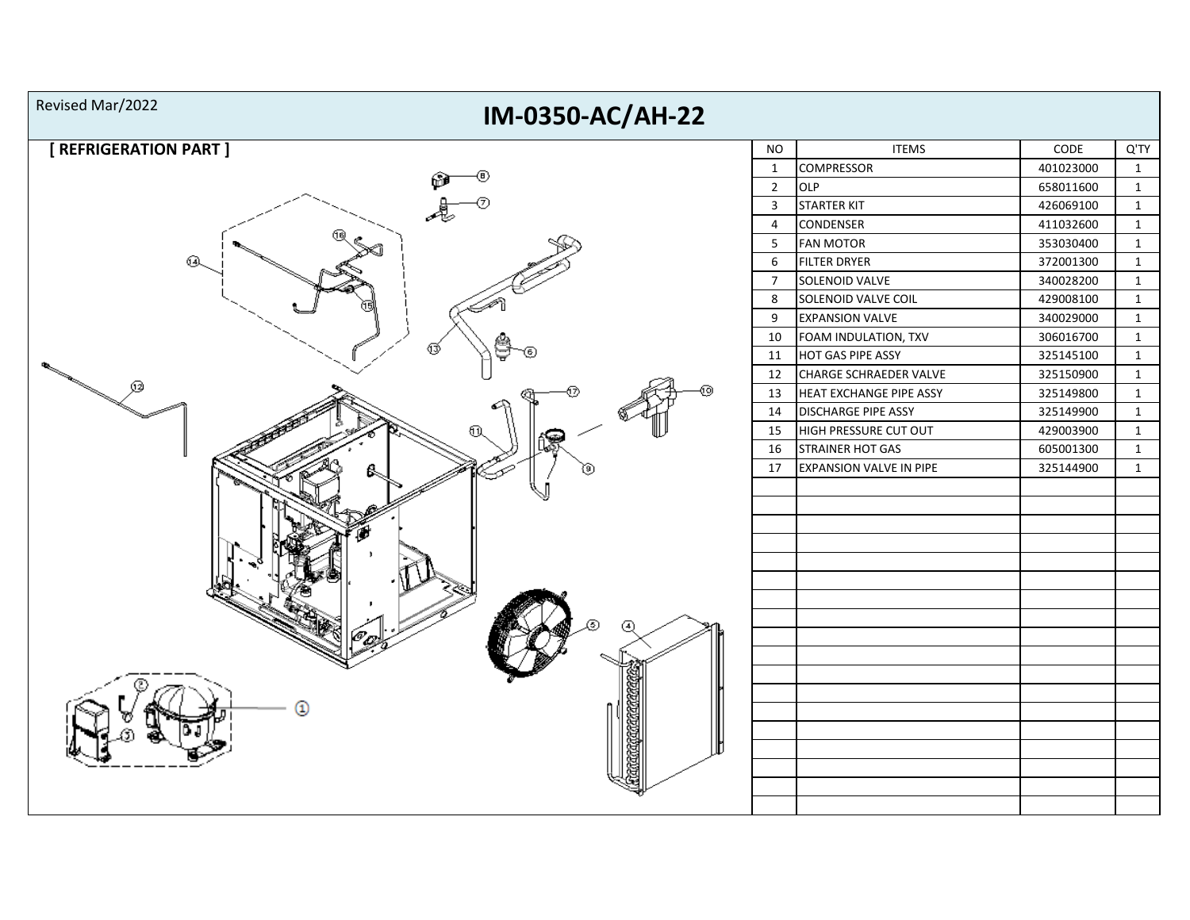Revised Mar/2022

# IM-0350-AC/AH-22

**[ REFRIGERATION PART ]**

| NO | ITEMS | CODE | Q'TY |
|---|---|---|---|
| 1 | COMPRESSOR | 401023000 | 1 |
| 2 | OLP | 658011600 | 1 |
| 3 | STARTER KIT | 426069100 | 1 |
| 4 | CONDENSER | 411032600 | 1 |
| 5 | FAN MOTOR | 353030400 | 1 |
| 6 | FILTER DRYER | 372001300 | 1 |
| 7 | SOLENOID VALVE | 340028200 | 1 |
| 8 | SOLENOID VALVE COIL | 429008100 | 1 |
| 9 | EXPANSION VALVE | 340029000 | 1 |
| 10 | FOAM INDULATION, TXV | 306016700 | 1 |
| 11 | HOT GAS PIPE ASSY | 325145100 | 1 |
| 12 | CHARGE SCHRAEDER VALVE | 325150900 | 1 |
| 13 | HEAT EXCHANGE PIPE ASSY | 325149800 | 1 |
| 14 | DISCHARGE PIPE ASSY | 325149900 | 1 |
| 15 | HIGH PRESSURE CUT OUT | 429003900 | 1 |
| 16 | STRAINER HOT GAS | 605001300 | 1 |
| 17 | EXPANSION VALVE IN PIPE | 325144900 | 1 |